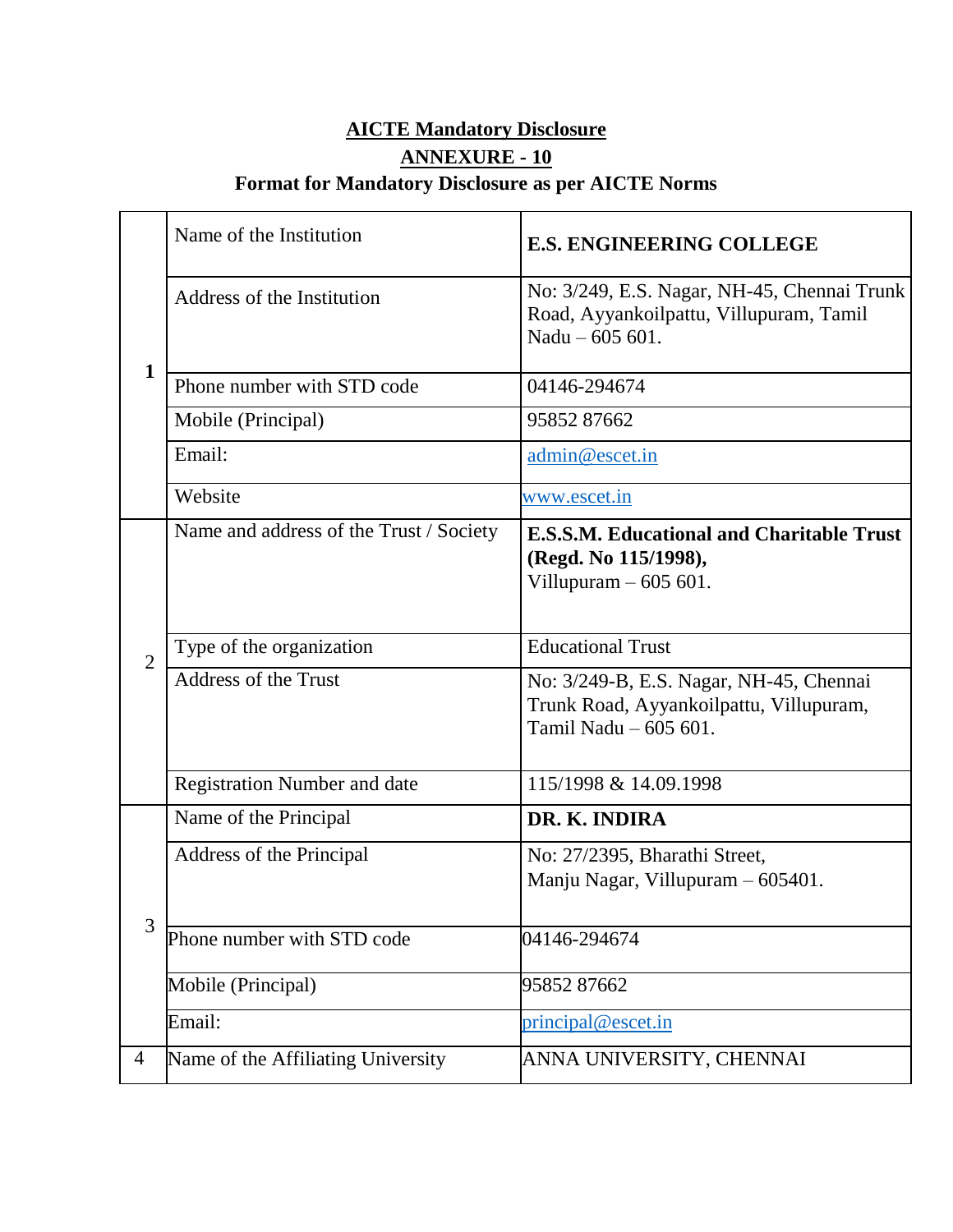# AICTE Mandatory Disclosure

## ANNEXURE - 10

### Format for Mandatory Disclosure as per AICTE Norms

| | | |
|---|---|---|
| **1** | Name of the Institution | **E.S. ENGINEERING COLLEGE** |
| | Address of the Institution | No: 3/249, E.S. Nagar, NH-45, Chennai Trunk Road, Ayyankoilpattu, Villupuram, Tamil Nadu – 605 601. |
| | Phone number with STD code | 04146-294674 |
| | Mobile (Principal) | 95852 87662 |
| | Email: | admin@escet.in |
| | Website | www.escet.in |
| 2 | Name and address of the Trust / Society | **E.S.S.M. Educational and Charitable Trust (Regd. No 115/1998),** Villupuram – 605 601. |
| | Type of the organization | Educational Trust |
| | Address of the Trust | No: 3/249-B, E.S. Nagar, NH-45, Chennai Trunk Road, Ayyankoilpattu, Villupuram, Tamil Nadu – 605 601. |
| | Registration Number and date | 115/1998 & 14.09.1998 |
| 3 | Name of the Principal | **DR. K. INDIRA** |
| | Address of the Principal | No: 27/2395, Bharathi Street, Manju Nagar, Villupuram – 605401. |
| | Phone number with STD code | 04146-294674 |
| | Mobile (Principal) | 95852 87662 |
| | Email: | principal@escet.in |
| 4 | Name of the Affiliating University | ANNA UNIVERSITY, CHENNAI |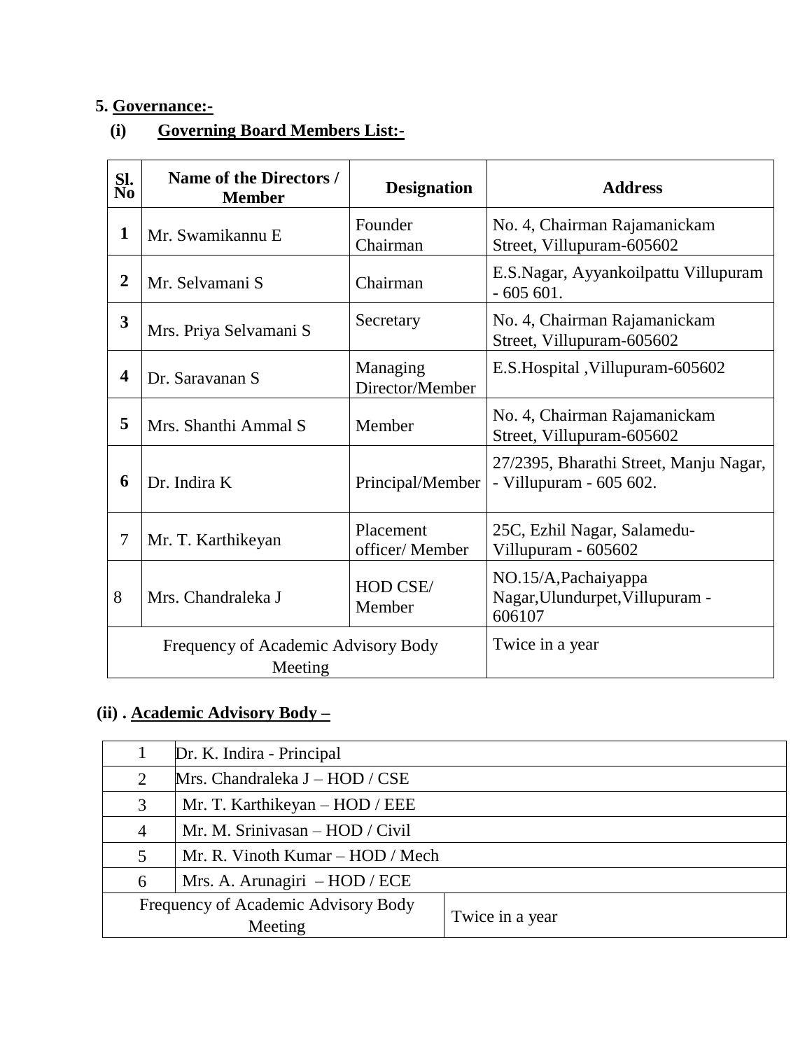**5. Governance:-**

**(i) Governing Board Members List:-**

| Sl. No | Name of the Directors / Member | Designation | Address |
|---|---|---|---|
| **1** | Mr. Swamikannu E | Founder Chairman | No. 4, Chairman Rajamanickam Street, Villupuram-605602 |
| **2** | Mr. Selvamani S | Chairman | E.S.Nagar, Ayyankoilpattu Villupuram - 605 601. |
| **3** | Mrs. Priya Selvamani S | Secretary | No. 4, Chairman Rajamanickam Street, Villupuram-605602 |
| **4** | Dr. Saravanan S | Managing Director/Member | E.S.Hospital ,Villupuram-605602 |
| **5** | Mrs. Shanthi Ammal S | Member | No. 4, Chairman Rajamanickam Street, Villupuram-605602 |
| **6** | Dr. Indira K | Principal/Member | 27/2395, Bharathi Street, Manju Nagar, - Villupuram - 605 602. |
| 7 | Mr. T. Karthikeyan | Placement officer/ Member | 25C, Ezhil Nagar, Salamedu-Villupuram - 605602 |
| 8 | Mrs. Chandraleka J | HOD CSE/ Member | NO.15/A,Pachaiyappa Nagar,Ulundurpet,Villupuram - 606107 |
| Frequency of Academic Advisory Body Meeting | | | Twice in a year |

**(ii) . Academic Advisory Body –**

| | |
|---|---|
| 1 | Dr. K. Indira - Principal |
| 2 | Mrs. Chandraleka J – HOD / CSE |
| 3 | Mr. T. Karthikeyan – HOD / EEE |
| 4 | Mr. M. Srinivasan – HOD / Civil |
| 5 | Mr. R. Vinoth Kumar – HOD / Mech |
| 6 | Mrs. A. Arunagiri – HOD / ECE |
| Frequency of Academic Advisory Body Meeting | Twice in a year |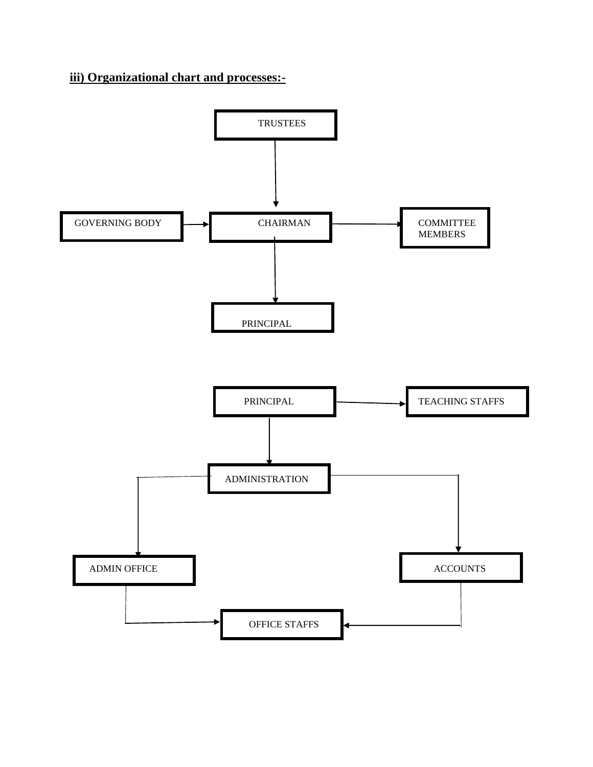**iii) Organizational chart and processes:-**

TRUSTEES

GOVERNING BODY

CHAIRMAN

COMMITTEE MEMBERS

PRINCIPAL

PRINCIPAL

TEACHING STAFFS

ADMINISTRATION

ADMIN OFFICE

ACCOUNTS

OFFICE STAFFS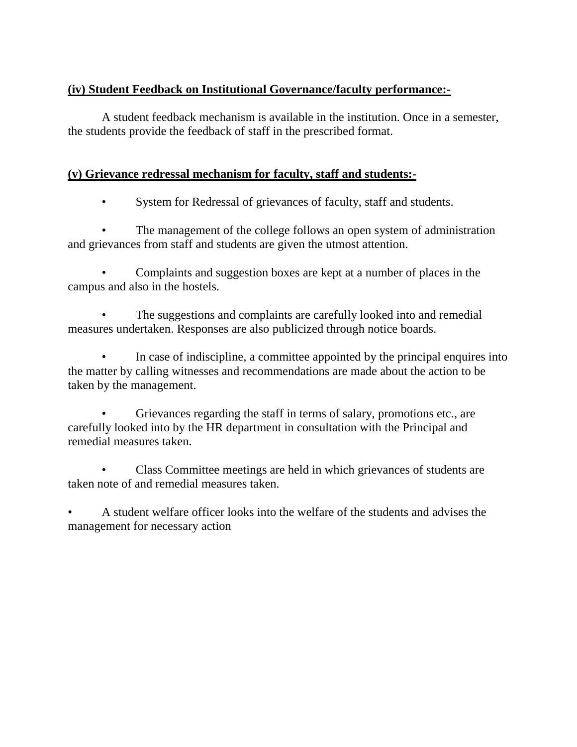**(iv) Student Feedback on Institutional Governance/faculty performance:-**

A student feedback mechanism is available in the institution. Once in a semester, the students provide the feedback of staff in the prescribed format.

**(v) Grievance redressal mechanism for faculty, staff and students:-**

- System for Redressal of grievances of faculty, staff and students.
- The management of the college follows an open system of administration and grievances from staff and students are given the utmost attention.
- Complaints and suggestion boxes are kept at a number of places in the campus and also in the hostels.
- The suggestions and complaints are carefully looked into and remedial measures undertaken. Responses are also publicized through notice boards.
- In case of indiscipline, a committee appointed by the principal enquires into the matter by calling witnesses and recommendations are made about the action to be taken by the management.
- Grievances regarding the staff in terms of salary, promotions etc., are carefully looked into by the HR department in consultation with the Principal and remedial measures taken.
- Class Committee meetings are held in which grievances of students are taken note of and remedial measures taken.
- A student welfare officer looks into the welfare of the students and advises the management for necessary action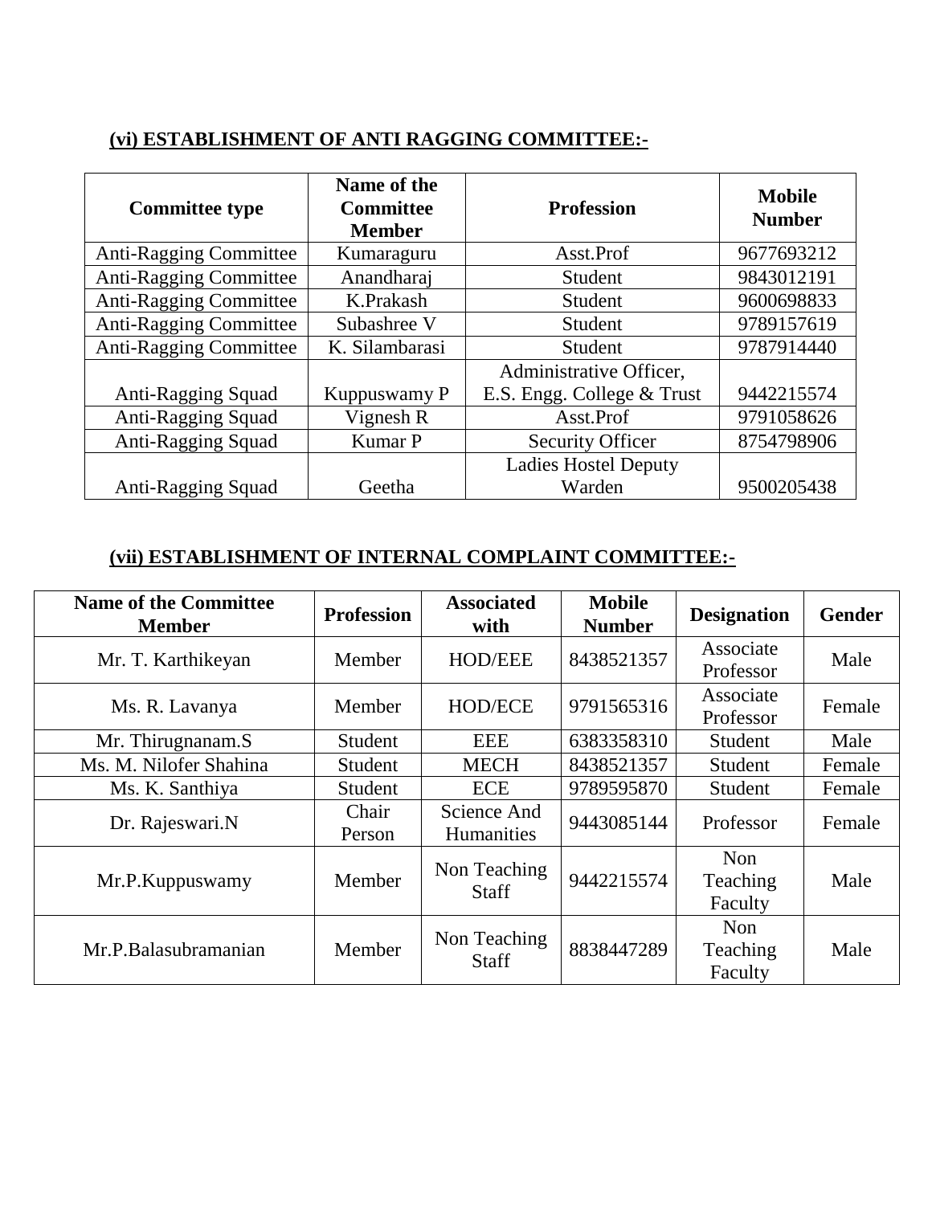## (vi) ESTABLISHMENT OF ANTI RAGGING COMMITTEE:-

| Committee type | Name of the Committee Member | Profession | Mobile Number |
|---|---|---|---|
| Anti-Ragging Committee | Kumaraguru | Asst.Prof | 9677693212 |
| Anti-Ragging Committee | Anandharaj | Student | 9843012191 |
| Anti-Ragging Committee | K.Prakash | Student | 9600698833 |
| Anti-Ragging Committee | Subashree V | Student | 9789157619 |
| Anti-Ragging Committee | K. Silambarasi | Student | 9787914440 |
| Anti-Ragging Squad | Kuppuswamy P | Administrative Officer, E.S. Engg. College & Trust | 9442215574 |
| Anti-Ragging Squad | Vignesh R | Asst.Prof | 9791058626 |
| Anti-Ragging Squad | Kumar P | Security Officer | 8754798906 |
| Anti-Ragging Squad | Geetha | Ladies Hostel Deputy Warden | 9500205438 |

## (vii) ESTABLISHMENT OF INTERNAL COMPLAINT COMMITTEE:-

| Name of the Committee Member | Profession | Associated with | Mobile Number | Designation | Gender |
|---|---|---|---|---|---|
| Mr. T. Karthikeyan | Member | HOD/EEE | 8438521357 | Associate Professor | Male |
| Ms. R. Lavanya | Member | HOD/ECE | 9791565316 | Associate Professor | Female |
| Mr. Thirugnanam.S | Student | EEE | 6383358310 | Student | Male |
| Ms. M. Nilofer Shahina | Student | MECH | 8438521357 | Student | Female |
| Ms. K. Santhiya | Student | ECE | 9789595870 | Student | Female |
| Dr. Rajeswari.N | Chair Person | Science And Humanities | 9443085144 | Professor | Female |
| Mr.P.Kuppuswamy | Member | Non Teaching Staff | 9442215574 | Non Teaching Faculty | Male |
| Mr.P.Balasubramanian | Member | Non Teaching Staff | 8838447289 | Non Teaching Faculty | Male |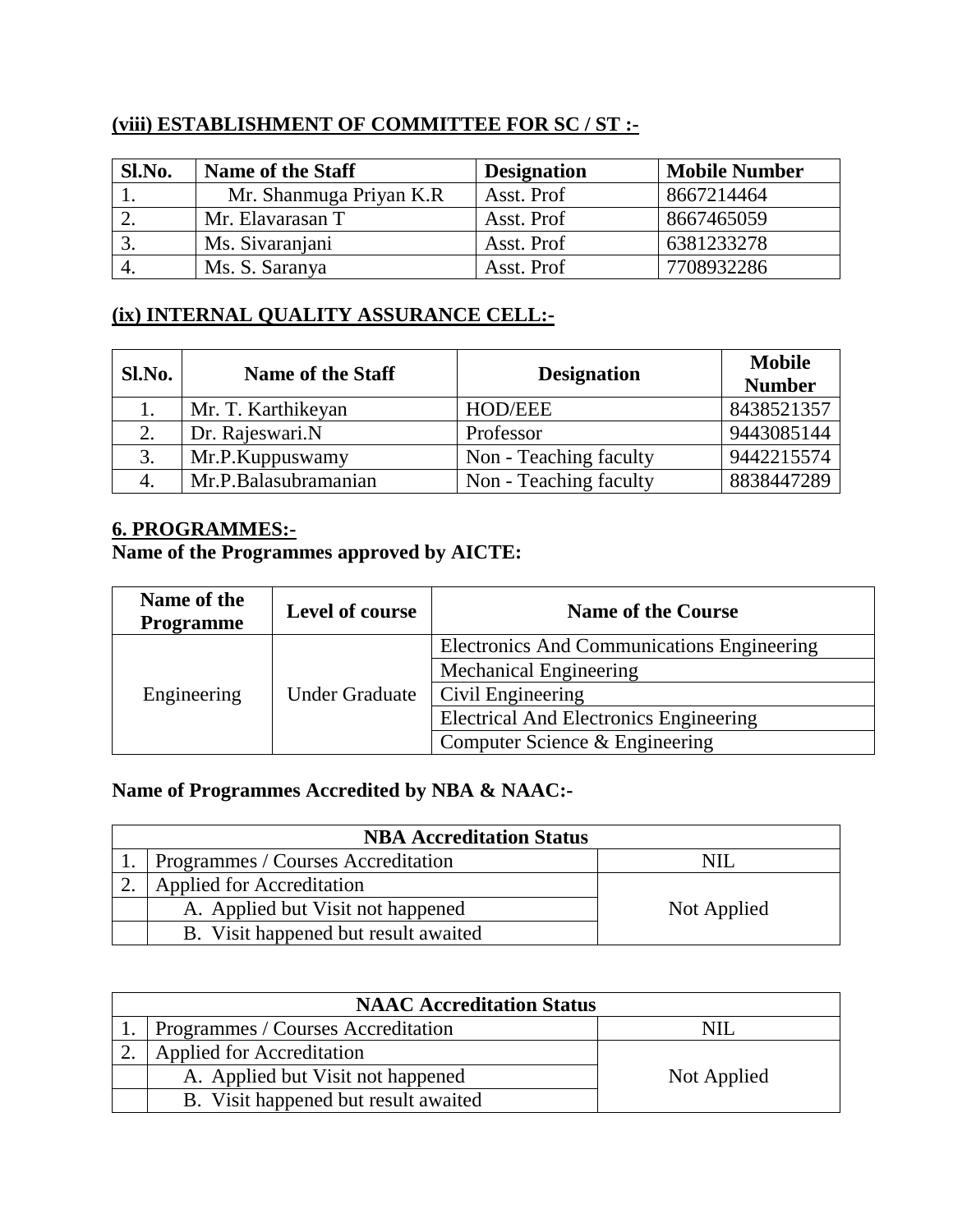## (viii) ESTABLISHMENT OF COMMITTEE FOR SC / ST :-

| Sl.No. | Name of the Staff | Designation | Mobile Number |
|---|---|---|---|
| 1. | Mr. Shanmuga Priyan K.R | Asst. Prof | 8667214464 |
| 2. | Mr. Elavarasan T | Asst. Prof | 8667465059 |
| 3. | Ms. Sivaranjani | Asst. Prof | 6381233278 |
| 4. | Ms. S. Saranya | Asst. Prof | 7708932286 |

## (ix) INTERNAL QUALITY ASSURANCE CELL:-

| Sl.No. | Name of the Staff | Designation | Mobile Number |
|---|---|---|---|
| 1. | Mr. T. Karthikeyan | HOD/EEE | 8438521357 |
| 2. | Dr. Rajeswari.N | Professor | 9443085144 |
| 3. | Mr.P.Kuppuswamy | Non - Teaching faculty | 9442215574 |
| 4. | Mr.P.Balasubramanian | Non - Teaching faculty | 8838447289 |

## 6. PROGRAMMES:-

**Name of the Programmes approved by AICTE:**

| Name of the Programme | Level of course | Name of the Course |
|---|---|---|
| Engineering | Under Graduate | Electronics And Communications Engineering |
| | | Mechanical Engineering |
| | | Civil Engineering |
| | | Electrical And Electronics Engineering |
| | | Computer Science & Engineering |

**Name of Programmes Accredited by NBA & NAAC:-**

| NBA Accreditation Status | | |
|---|---|---|
| 1. | Programmes / Courses Accreditation | NIL |
| 2. | Applied for Accreditation | Not Applied |
| | A. Applied but Visit not happened | |
| | B. Visit happened but result awaited | |

| NAAC Accreditation Status | | |
|---|---|---|
| 1. | Programmes / Courses Accreditation | NIL |
| 2. | Applied for Accreditation | Not Applied |
| | A. Applied but Visit not happened | |
| | B. Visit happened but result awaited | |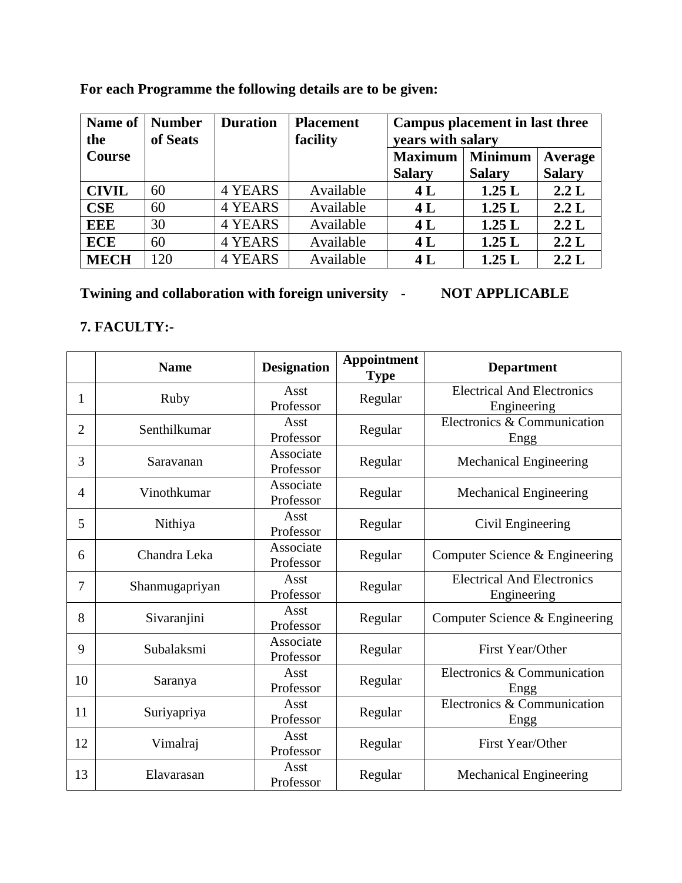**For each Programme the following details are to be given:**

| Name of the Course | Number of Seats | Duration | Placement facility | Campus placement in last three years with salary | | |
|---|---|---|---|---|---|---|
| | | | | Maximum Salary | Minimum Salary | Average Salary |
| **CIVIL** | 60 | 4 YEARS | Available | **4 L** | **1.25 L** | **2.2 L** |
| **CSE** | 60 | 4 YEARS | Available | **4 L** | **1.25 L** | **2.2 L** |
| **EEE** | 30 | 4 YEARS | Available | **4 L** | **1.25 L** | **2.2 L** |
| **ECE** | 60 | 4 YEARS | Available | **4 L** | **1.25 L** | **2.2 L** |
| **MECH** | 120 | 4 YEARS | Available | **4 L** | **1.25 L** | **2.2 L** |

**Twining and collaboration with foreign university - NOT APPLICABLE**

## 7. FACULTY:-

| | Name | Designation | Appointment Type | Department |
|---|---|---|---|---|
| 1 | Ruby | Asst Professor | Regular | Electrical And Electronics Engineering |
| 2 | Senthilkumar | Asst Professor | Regular | Electronics & Communication Engg |
| 3 | Saravanan | Associate Professor | Regular | Mechanical Engineering |
| 4 | Vinothkumar | Associate Professor | Regular | Mechanical Engineering |
| 5 | Nithiya | Asst Professor | Regular | Civil Engineering |
| 6 | Chandra Leka | Associate Professor | Regular | Computer Science & Engineering |
| 7 | Shanmugapriyan | Asst Professor | Regular | Electrical And Electronics Engineering |
| 8 | Sivaranjini | Asst Professor | Regular | Computer Science & Engineering |
| 9 | Subalaksmi | Associate Professor | Regular | First Year/Other |
| 10 | Saranya | Asst Professor | Regular | Electronics & Communication Engg |
| 11 | Suriyapriya | Asst Professor | Regular | Electronics & Communication Engg |
| 12 | Vimalraj | Asst Professor | Regular | First Year/Other |
| 13 | Elavarasan | Asst Professor | Regular | Mechanical Engineering |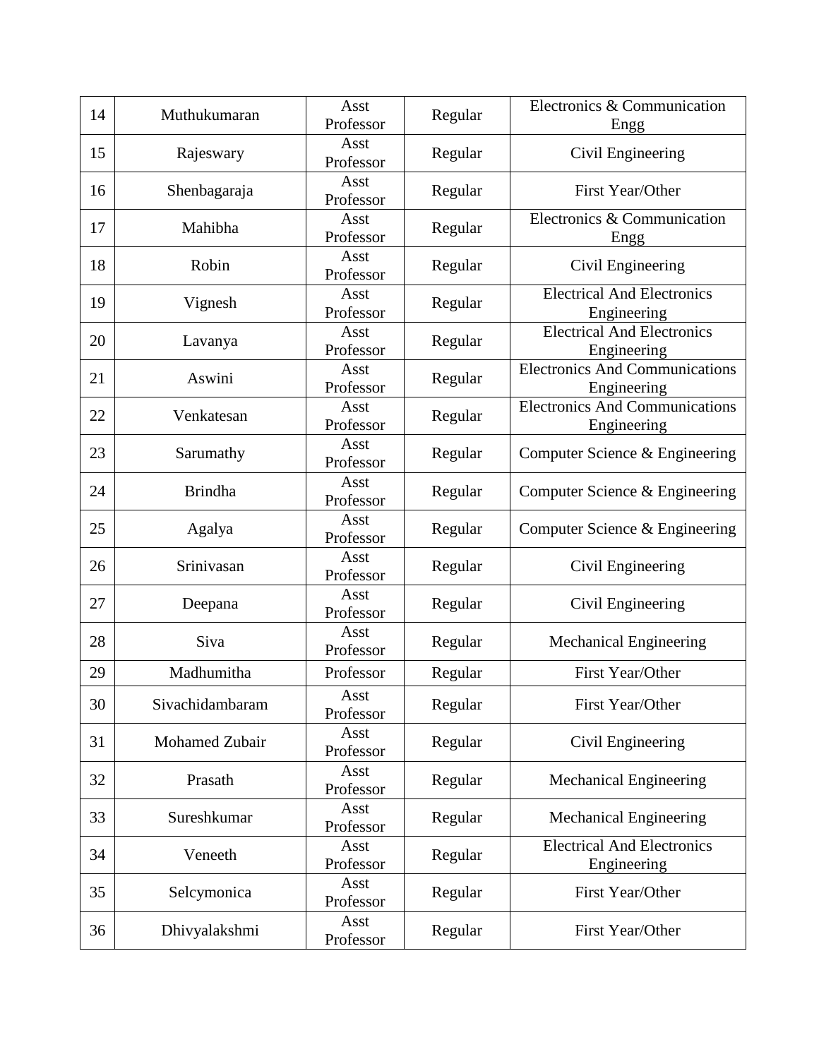| 14 | Muthukumaran | Asst Professor | Regular | Electronics & Communication Engg |
|---|---|---|---|---|
| 15 | Rajeswary | Asst Professor | Regular | Civil Engineering |
| 16 | Shenbagaraja | Asst Professor | Regular | First Year/Other |
| 17 | Mahibha | Asst Professor | Regular | Electronics & Communication Engg |
| 18 | Robin | Asst Professor | Regular | Civil Engineering |
| 19 | Vignesh | Asst Professor | Regular | Electrical And Electronics Engineering |
| 20 | Lavanya | Asst Professor | Regular | Electrical And Electronics Engineering |
| 21 | Aswini | Asst Professor | Regular | Electronics And Communications Engineering |
| 22 | Venkatesan | Asst Professor | Regular | Electronics And Communications Engineering |
| 23 | Sarumathy | Asst Professor | Regular | Computer Science & Engineering |
| 24 | Brindha | Asst Professor | Regular | Computer Science & Engineering |
| 25 | Agalya | Asst Professor | Regular | Computer Science & Engineering |
| 26 | Srinivasan | Asst Professor | Regular | Civil Engineering |
| 27 | Deepana | Asst Professor | Regular | Civil Engineering |
| 28 | Siva | Asst Professor | Regular | Mechanical Engineering |
| 29 | Madhumitha | Professor | Regular | First Year/Other |
| 30 | Sivachidambaram | Asst Professor | Regular | First Year/Other |
| 31 | Mohamed Zubair | Asst Professor | Regular | Civil Engineering |
| 32 | Prasath | Asst Professor | Regular | Mechanical Engineering |
| 33 | Sureshkumar | Asst Professor | Regular | Mechanical Engineering |
| 34 | Veneeth | Asst Professor | Regular | Electrical And Electronics Engineering |
| 35 | Selcymonica | Asst Professor | Regular | First Year/Other |
| 36 | Dhivyalakshmi | Asst Professor | Regular | First Year/Other |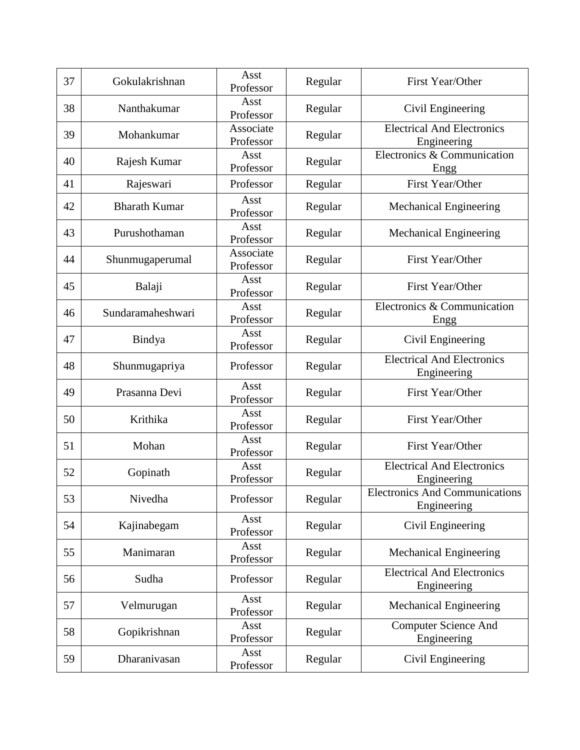| 37 | Gokulakrishnan | Asst Professor | Regular | First Year/Other |
|---|---|---|---|---|
| 38 | Nanthakumar | Asst Professor | Regular | Civil Engineering |
| 39 | Mohankumar | Associate Professor | Regular | Electrical And Electronics Engineering |
| 40 | Rajesh Kumar | Asst Professor | Regular | Electronics & Communication Engg |
| 41 | Rajeswari | Professor | Regular | First Year/Other |
| 42 | Bharath Kumar | Asst Professor | Regular | Mechanical Engineering |
| 43 | Purushothaman | Asst Professor | Regular | Mechanical Engineering |
| 44 | Shunmugaperumal | Associate Professor | Regular | First Year/Other |
| 45 | Balaji | Asst Professor | Regular | First Year/Other |
| 46 | Sundaramaheshwari | Asst Professor | Regular | Electronics & Communication Engg |
| 47 | Bindya | Asst Professor | Regular | Civil Engineering |
| 48 | Shunmugapriya | Professor | Regular | Electrical And Electronics Engineering |
| 49 | Prasanna Devi | Asst Professor | Regular | First Year/Other |
| 50 | Krithika | Asst Professor | Regular | First Year/Other |
| 51 | Mohan | Asst Professor | Regular | First Year/Other |
| 52 | Gopinath | Asst Professor | Regular | Electrical And Electronics Engineering |
| 53 | Nivedha | Professor | Regular | Electronics And Communications Engineering |
| 54 | Kajinabegam | Asst Professor | Regular | Civil Engineering |
| 55 | Manimaran | Asst Professor | Regular | Mechanical Engineering |
| 56 | Sudha | Professor | Regular | Electrical And Electronics Engineering |
| 57 | Velmurugan | Asst Professor | Regular | Mechanical Engineering |
| 58 | Gopikrishnan | Asst Professor | Regular | Computer Science And Engineering |
| 59 | Dharanivasan | Asst Professor | Regular | Civil Engineering |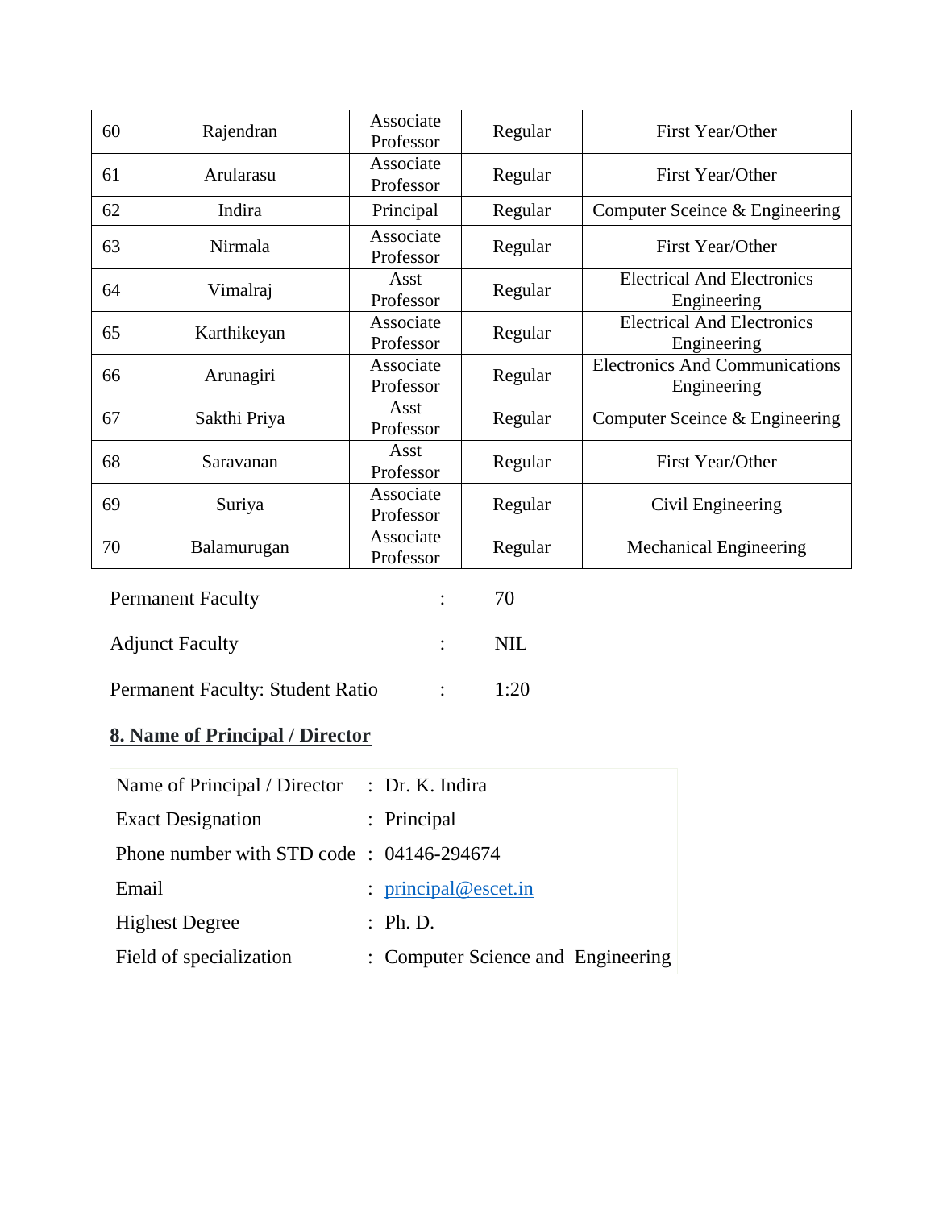| 60 | Rajendran | Associate Professor | Regular | First Year/Other |
|---|---|---|---|---|
| 61 | Arularasu | Associate Professor | Regular | First Year/Other |
| 62 | Indira | Principal | Regular | Computer Sceince & Engineering |
| 63 | Nirmala | Associate Professor | Regular | First Year/Other |
| 64 | Vimalraj | Asst Professor | Regular | Electrical And Electronics Engineering |
| 65 | Karthikeyan | Associate Professor | Regular | Electrical And Electronics Engineering |
| 66 | Arunagiri | Associate Professor | Regular | Electronics And Communications Engineering |
| 67 | Sakthi Priya | Asst Professor | Regular | Computer Sceince & Engineering |
| 68 | Saravanan | Asst Professor | Regular | First Year/Other |
| 69 | Suriya | Associate Professor | Regular | Civil Engineering |
| 70 | Balamurugan | Associate Professor | Regular | Mechanical Engineering |

Permanent Faculty : 70

Adjunct Faculty : NIL

Permanent Faculty: Student Ratio : 1:20

## 8. Name of Principal / Director

| Name of Principal / Director | : Dr. K. Indira |
|---|---|
| Exact Designation | : Principal |
| Phone number with STD code | : 04146-294674 |
| Email | : principal@escet.in |
| Highest Degree | : Ph. D. |
| Field of specialization | : Computer Science and Engineering |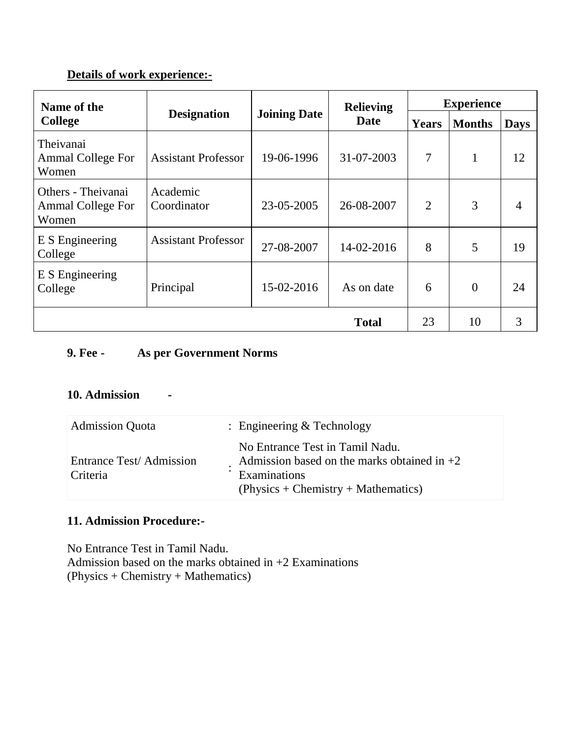**<u>Details of work experience:-</u>**

| Name of the College | Designation | Joining Date | Relieving Date | Experience | | |
|---|---|---|---|---|---|---|
| | | | | Years | Months | Days |
| Theivanai Ammal College For Women | Assistant Professor | 19-06-1996 | 31-07-2003 | 7 | 1 | 12 |
| Others - Theivanai Ammal College For Women | Academic Coordinator | 23-05-2005 | 26-08-2007 | 2 | 3 | 4 |
| E S Engineering College | Assistant Professor | 27-08-2007 | 14-02-2016 | 8 | 5 | 19 |
| E S Engineering College | Principal | 15-02-2016 | As on date | 6 | 0 | 24 |
| | | | **Total** | 23 | 10 | 3 |

**9. Fee -　　As per Government Norms**

**10. Admission　　-**

| | | |
|---|---|---|
| Admission Quota | : | Engineering & Technology |
| Entrance Test/ Admission Criteria | : | No Entrance Test in Tamil Nadu. Admission based on the marks obtained in +2 Examinations (Physics + Chemistry + Mathematics) |

**11. Admission Procedure:-**

No Entrance Test in Tamil Nadu.
Admission based on the marks obtained in +2 Examinations
(Physics + Chemistry + Mathematics)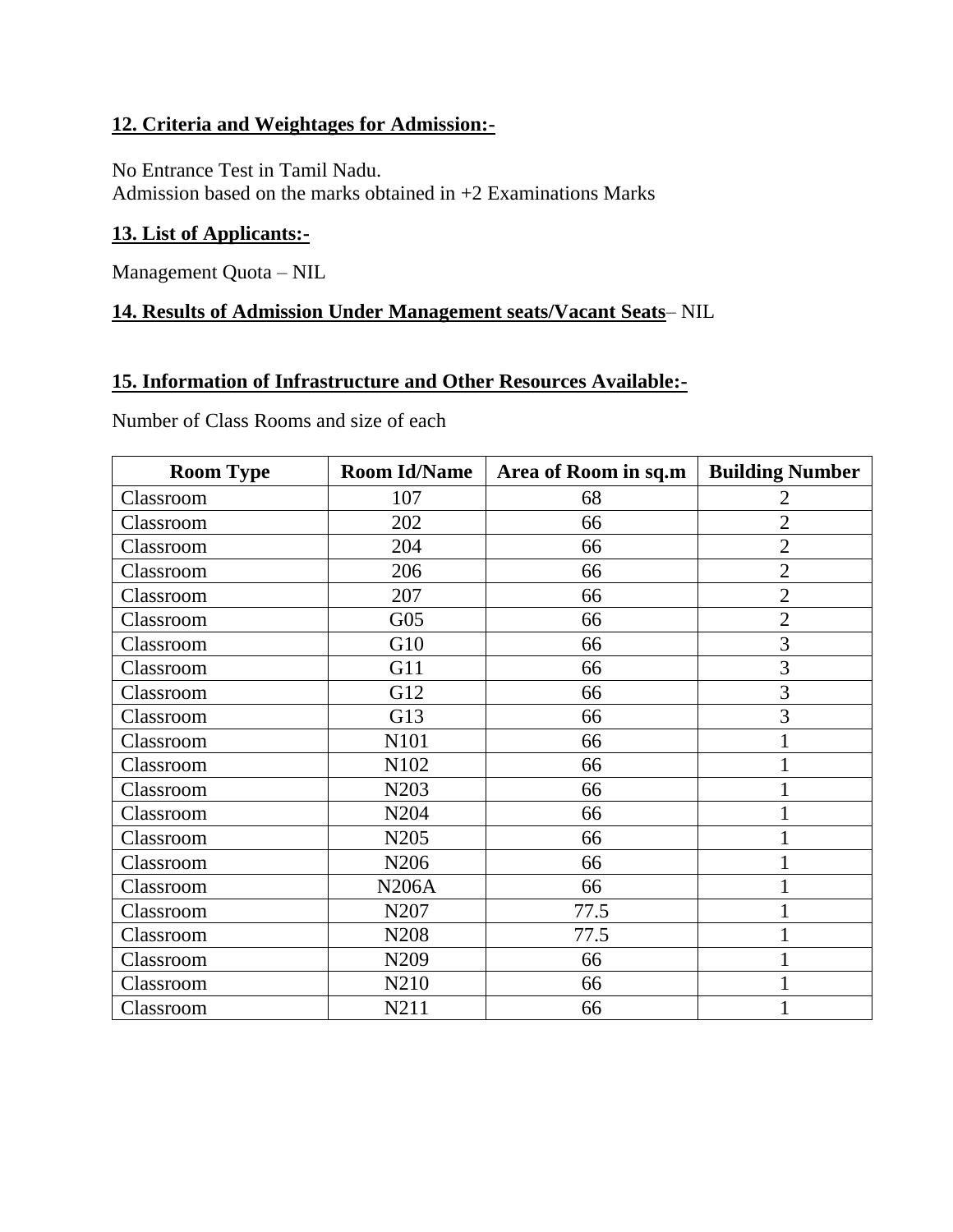## 12. Criteria and Weightages for Admission:-

No Entrance Test in Tamil Nadu.
Admission based on the marks obtained in +2 Examinations Marks

## 13. List of Applicants:-

Management Quota – NIL

## 14. Results of Admission Under Management seats/Vacant Seats– NIL

## 15. Information of Infrastructure and Other Resources Available:-

Number of Class Rooms and size of each

| Room Type | Room Id/Name | Area of Room in sq.m | Building Number |
|---|---|---|---|
| Classroom | 107 | 68 | 2 |
| Classroom | 202 | 66 | 2 |
| Classroom | 204 | 66 | 2 |
| Classroom | 206 | 66 | 2 |
| Classroom | 207 | 66 | 2 |
| Classroom | G05 | 66 | 2 |
| Classroom | G10 | 66 | 3 |
| Classroom | G11 | 66 | 3 |
| Classroom | G12 | 66 | 3 |
| Classroom | G13 | 66 | 3 |
| Classroom | N101 | 66 | 1 |
| Classroom | N102 | 66 | 1 |
| Classroom | N203 | 66 | 1 |
| Classroom | N204 | 66 | 1 |
| Classroom | N205 | 66 | 1 |
| Classroom | N206 | 66 | 1 |
| Classroom | N206A | 66 | 1 |
| Classroom | N207 | 77.5 | 1 |
| Classroom | N208 | 77.5 | 1 |
| Classroom | N209 | 66 | 1 |
| Classroom | N210 | 66 | 1 |
| Classroom | N211 | 66 | 1 |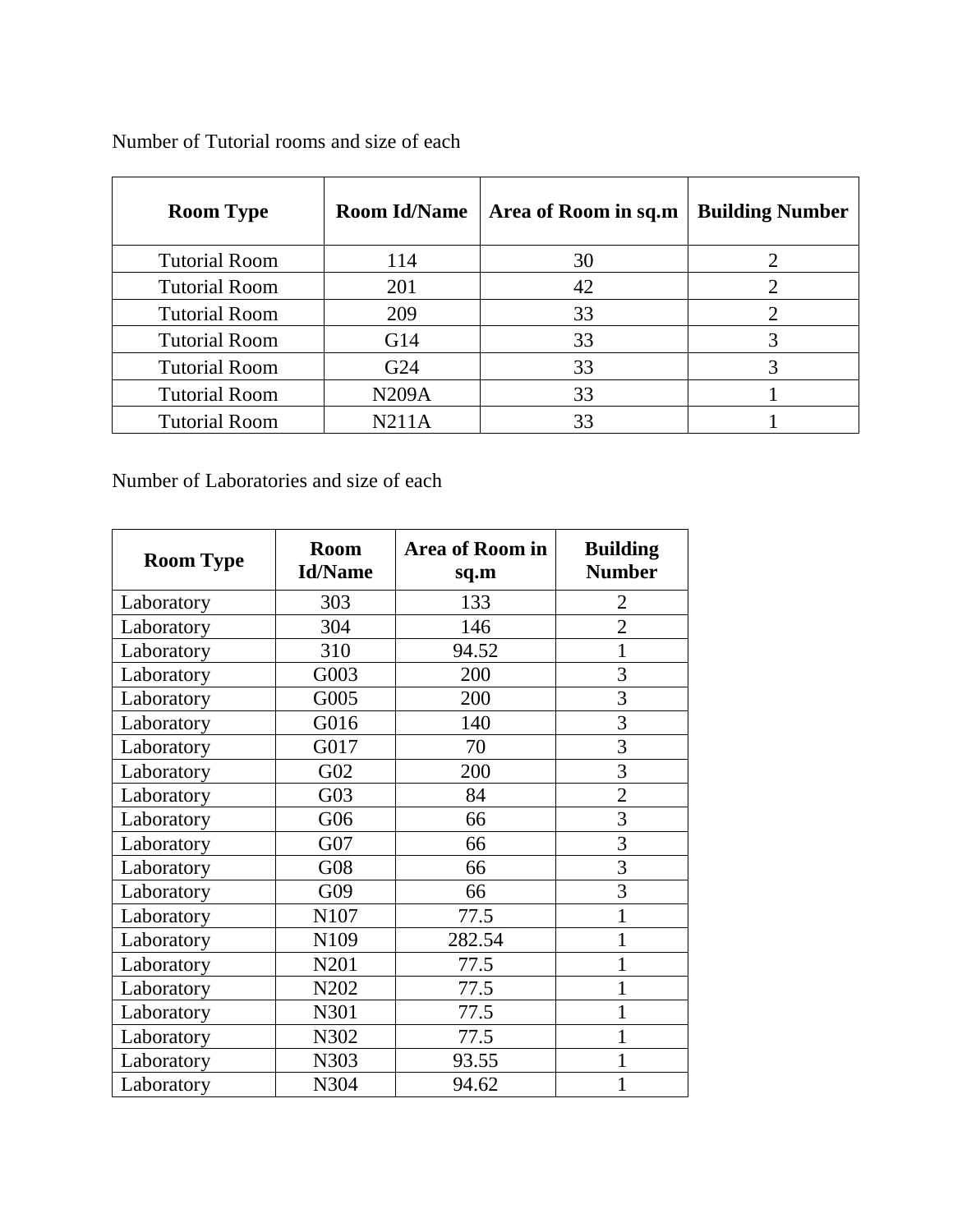Number of Tutorial rooms and size of each

| Room Type | Room Id/Name | Area of Room in sq.m | Building Number |
|---|---|---|---|
| Tutorial Room | 114 | 30 | 2 |
| Tutorial Room | 201 | 42 | 2 |
| Tutorial Room | 209 | 33 | 2 |
| Tutorial Room | G14 | 33 | 3 |
| Tutorial Room | G24 | 33 | 3 |
| Tutorial Room | N209A | 33 | 1 |
| Tutorial Room | N211A | 33 | 1 |

Number of Laboratories and size of each

| Room Type | Room Id/Name | Area of Room in sq.m | Building Number |
|---|---|---|---|
| Laboratory | 303 | 133 | 2 |
| Laboratory | 304 | 146 | 2 |
| Laboratory | 310 | 94.52 | 1 |
| Laboratory | G003 | 200 | 3 |
| Laboratory | G005 | 200 | 3 |
| Laboratory | G016 | 140 | 3 |
| Laboratory | G017 | 70 | 3 |
| Laboratory | G02 | 200 | 3 |
| Laboratory | G03 | 84 | 2 |
| Laboratory | G06 | 66 | 3 |
| Laboratory | G07 | 66 | 3 |
| Laboratory | G08 | 66 | 3 |
| Laboratory | G09 | 66 | 3 |
| Laboratory | N107 | 77.5 | 1 |
| Laboratory | N109 | 282.54 | 1 |
| Laboratory | N201 | 77.5 | 1 |
| Laboratory | N202 | 77.5 | 1 |
| Laboratory | N301 | 77.5 | 1 |
| Laboratory | N302 | 77.5 | 1 |
| Laboratory | N303 | 93.55 | 1 |
| Laboratory | N304 | 94.62 | 1 |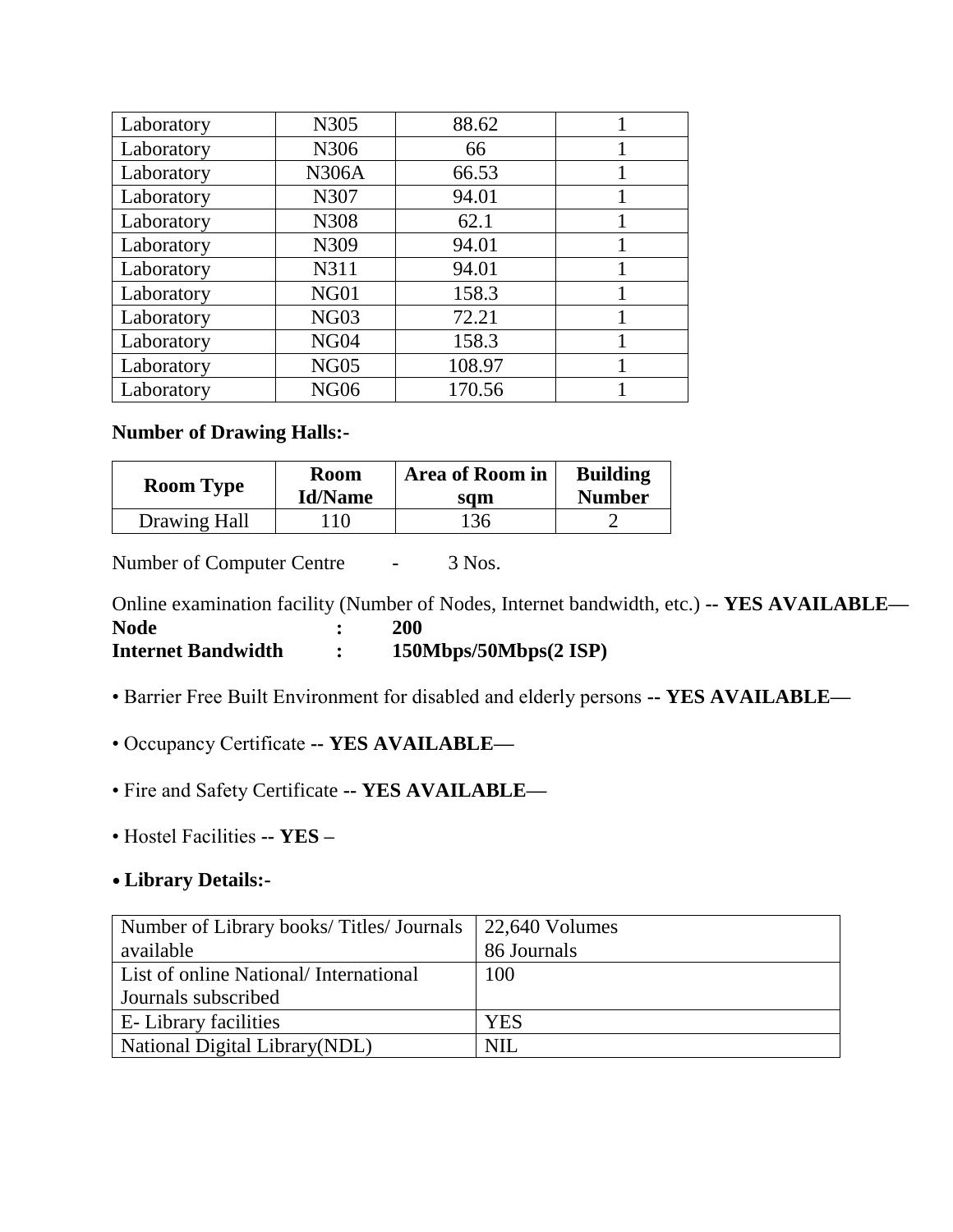| Laboratory | N305 | 88.62 | 1 |
|---|---|---|---|
| Laboratory | N306 | 66 | 1 |
| Laboratory | N306A | 66.53 | 1 |
| Laboratory | N307 | 94.01 | 1 |
| Laboratory | N308 | 62.1 | 1 |
| Laboratory | N309 | 94.01 | 1 |
| Laboratory | N311 | 94.01 | 1 |
| Laboratory | NG01 | 158.3 | 1 |
| Laboratory | NG03 | 72.21 | 1 |
| Laboratory | NG04 | 158.3 | 1 |
| Laboratory | NG05 | 108.97 | 1 |
| Laboratory | NG06 | 170.56 | 1 |

**Number of Drawing Halls:-**

| Room Type | Room Id/Name | Area of Room in sqm | Building Number |
|---|---|---|---|
| Drawing Hall | 110 | 136 | 2 |

Number of Computer Centre - 3 Nos.

Online examination facility (Number of Nodes, Internet bandwidth, etc.) -- **YES AVAILABLE—**

**Node : 200**

**Internet Bandwidth : 150Mbps/50Mbps(2 ISP)**

- Barrier Free Built Environment for disabled and elderly persons -- **YES AVAILABLE—**
- Occupancy Certificate -- **YES AVAILABLE—**
- Fire and Safety Certificate -- **YES AVAILABLE—**
- Hostel Facilities -- **YES** –
- **Library Details:-**

| Number of Library books/ Titles/ Journals available | 22,640 Volumes<br>86 Journals |
|---|---|
| List of online National/ International Journals subscribed | 100 |
| E- Library facilities | YES |
| National Digital Library(NDL) | NIL |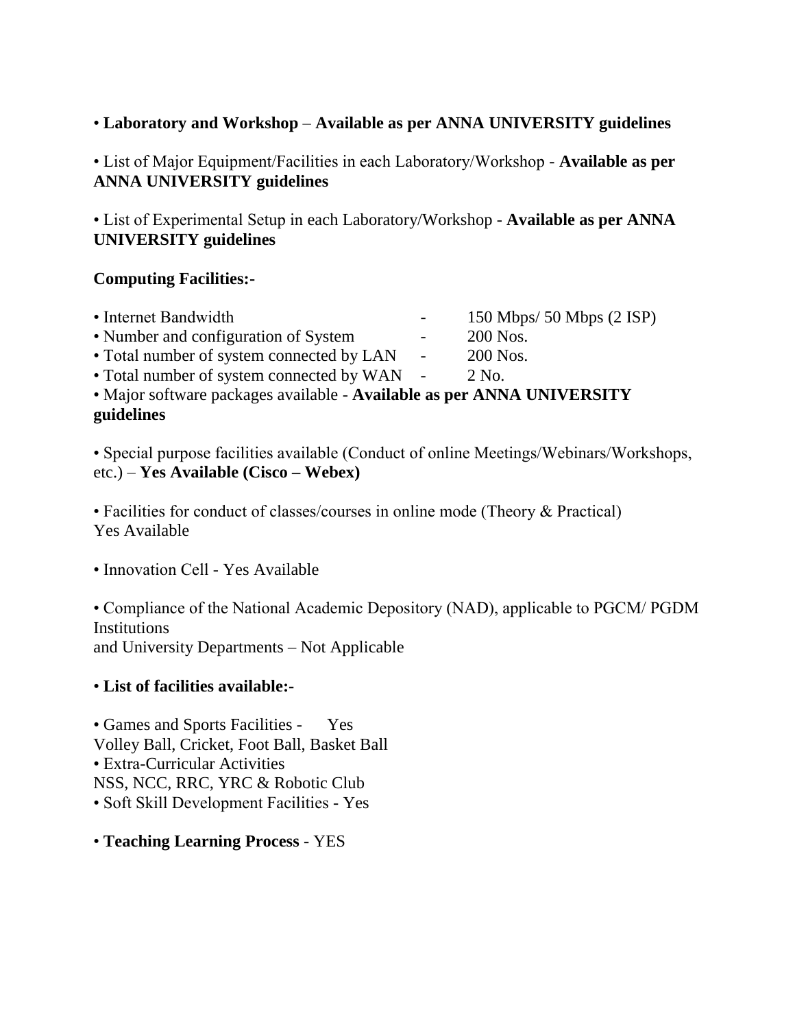• **Laboratory and Workshop** – **Available as per ANNA UNIVERSITY guidelines**

• List of Major Equipment/Facilities in each Laboratory/Workshop - **Available as per ANNA UNIVERSITY guidelines**

• List of Experimental Setup in each Laboratory/Workshop - **Available as per ANNA UNIVERSITY guidelines**

**Computing Facilities:-**

• Internet Bandwidth - 150 Mbps/ 50 Mbps (2 ISP)
• Number and configuration of System - 200 Nos.
• Total number of system connected by LAN - 200 Nos.
• Total number of system connected by WAN - 2 No.
• Major software packages available - **Available as per ANNA UNIVERSITY guidelines**

• Special purpose facilities available (Conduct of online Meetings/Webinars/Workshops, etc.) – **Yes Available (Cisco – Webex)**

• Facilities for conduct of classes/courses in online mode (Theory & Practical)
Yes Available

• Innovation Cell - Yes Available

• Compliance of the National Academic Depository (NAD), applicable to PGCM/ PGDM Institutions
and University Departments – Not Applicable

• **List of facilities available:-**

• Games and Sports Facilities - Yes
Volley Ball, Cricket, Foot Ball, Basket Ball
• Extra-Curricular Activities
NSS, NCC, RRC, YRC & Robotic Club
• Soft Skill Development Facilities - Yes

• **Teaching Learning Process** - YES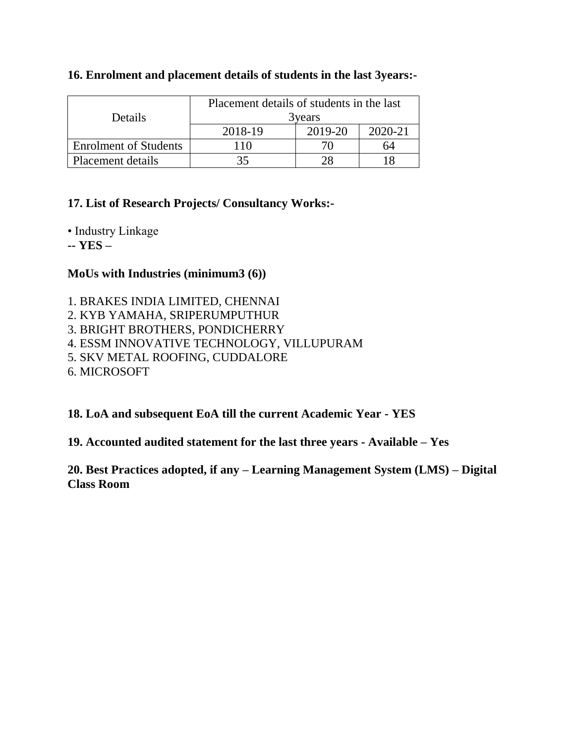**16. Enrolment and placement details of students in the last 3years:-**

| Details | Placement details of students in the last 3years | | |
|---|---|---|---|
| | 2018-19 | 2019-20 | 2020-21 |
| Enrolment of Students | 110 | 70 | 64 |
| Placement details | 35 | 28 | 18 |

**17. List of Research Projects/ Consultancy Works:-**

• Industry Linkage
**-- YES –**

**MoUs with Industries (minimum3 (6))**

1. BRAKES INDIA LIMITED, CHENNAI
2. KYB YAMAHA, SRIPERUMPUTHUR
3. BRIGHT BROTHERS, PONDICHERRY
4. ESSM INNOVATIVE TECHNOLOGY, VILLUPURAM
5. SKV METAL ROOFING, CUDDALORE
6. MICROSOFT

**18. LoA and subsequent EoA till the current Academic Year - YES**

**19. Accounted audited statement for the last three years - Available – Yes**

**20. Best Practices adopted, if any – Learning Management System (LMS) – Digital Class Room**